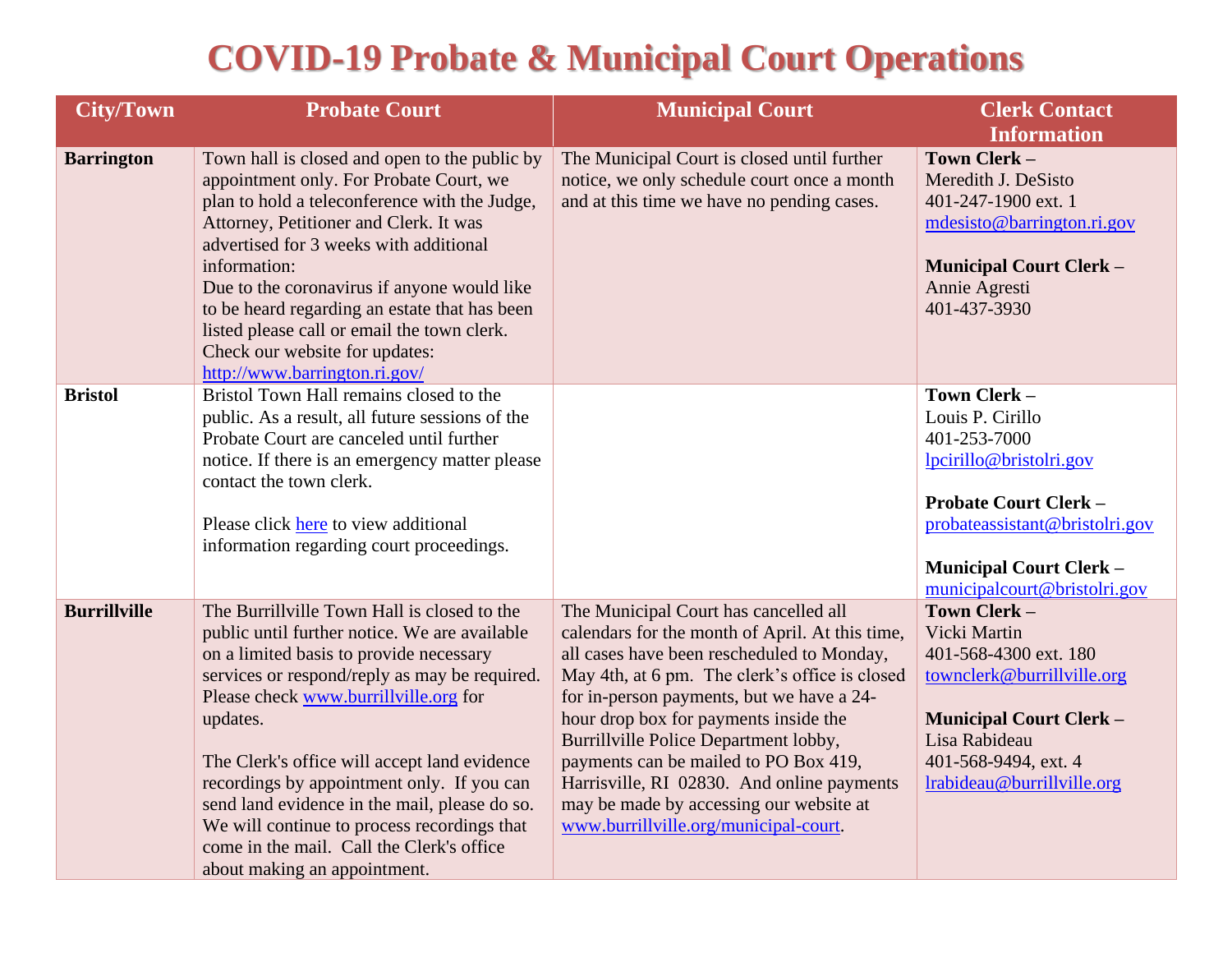# COVID-19 Probate & Municipal Court Operations

| City/Town | Probate Court | Municipal Court | Clerk Contact Information |
|---|---|---|---|
| **Barrington** | Town hall is closed and open to the public by appointment only. For Probate Court, we plan to hold a teleconference with the Judge, Attorney, Petitioner and Clerk. It was advertised for 3 weeks with additional information:<br>Due to the coronavirus if anyone would like to be heard regarding an estate that has been listed please call or email the town clerk. Check our website for updates: http://www.barrington.ri.gov/ | The Municipal Court is closed until further notice, we only schedule court once a month and at this time we have no pending cases. | **Town Clerk –**<br>Meredith J. DeSisto<br>401-247-1900 ext. 1<br>mdesisto@barrington.ri.gov<br><br>**Municipal Court Clerk –**<br>Annie Agresti<br>401-437-3930 |
| **Bristol** | Bristol Town Hall remains closed to the public. As a result, all future sessions of the Probate Court are canceled until further notice. If there is an emergency matter please contact the town clerk.<br><br>Please click here to view additional information regarding court proceedings. | | **Town Clerk –**<br>Louis P. Cirillo<br>401-253-7000<br>lpcirillo@bristolri.gov<br><br>**Probate Court Clerk –**<br>probateassistant@bristolri.gov<br><br>**Municipal Court Clerk –**<br>municipalcourt@bristolri.gov |
| **Burrillville** | The Burrillville Town Hall is closed to the public until further notice. We are available on a limited basis to provide necessary services or respond/reply as may be required. Please check www.burrillville.org for updates.<br><br>The Clerk's office will accept land evidence recordings by appointment only. If you can send land evidence in the mail, please do so. We will continue to process recordings that come in the mail. Call the Clerk's office about making an appointment. | The Municipal Court has cancelled all calendars for the month of April. At this time, all cases have been rescheduled to Monday, May 4th, at 6 pm. The clerk's office is closed for in-person payments, but we have a 24-hour drop box for payments inside the Burrillville Police Department lobby, payments can be mailed to PO Box 419, Harrisville, RI 02830. And online payments may be made by accessing our website at www.burrillville.org/municipal-court. | **Town Clerk –**<br>Vicki Martin<br>401-568-4300 ext. 180<br>townclerk@burrillville.org<br><br>**Municipal Court Clerk –**<br>Lisa Rabideau<br>401-568-9494, ext. 4<br>lrabideau@burrillville.org |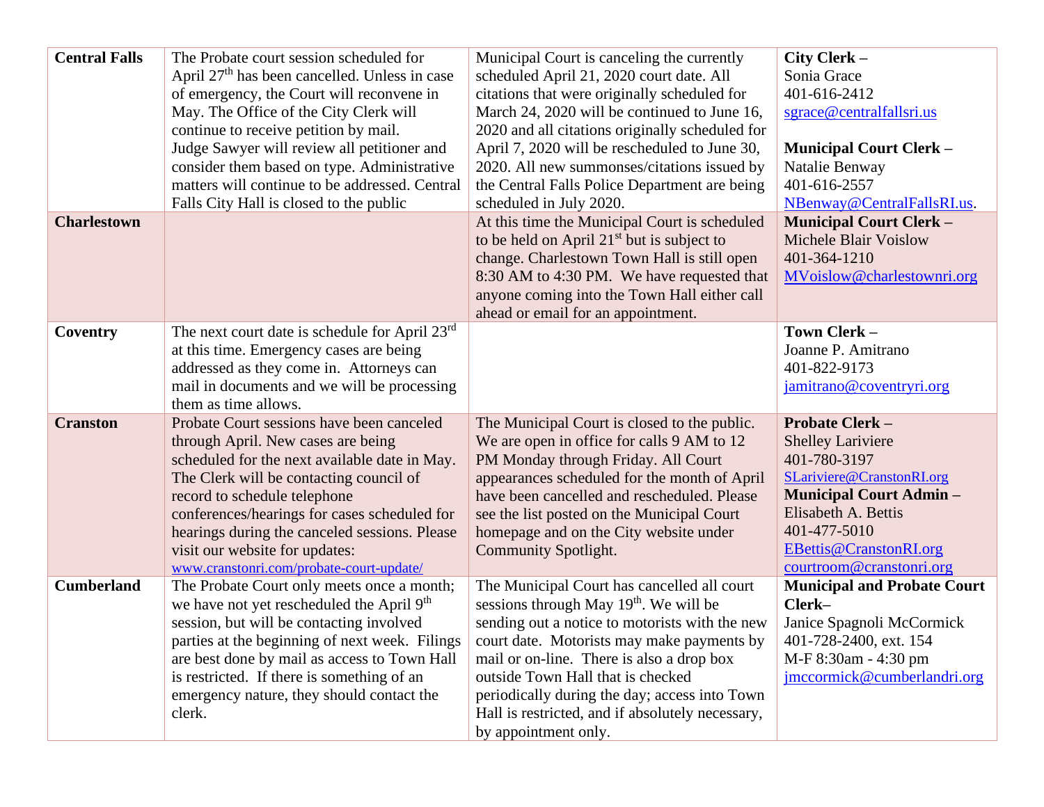| | | | |
|---|---|---|---|
| **Central Falls** | The Probate court session scheduled for April 27th has been cancelled. Unless in case of emergency, the Court will reconvene in May. The Office of the City Clerk will continue to receive petition by mail. Judge Sawyer will review all petitioner and consider them based on type. Administrative matters will continue to be addressed. Central Falls City Hall is closed to the public | Municipal Court is canceling the currently scheduled April 21, 2020 court date. All citations that were originally scheduled for March 24, 2020 will be continued to June 16, 2020 and all citations originally scheduled for April 7, 2020 will be rescheduled to June 30, 2020. All new summonses/citations issued by the Central Falls Police Department are being scheduled in July 2020. | **City Clerk –** Sonia Grace 401-616-2412 sgrace@centralfallsri.us <br><br> **Municipal Court Clerk –** Natalie Benway 401-616-2557 NBenway@CentralFallsRI.us. |
| **Charlestown** | | At this time the Municipal Court is scheduled to be held on April 21st but is subject to change. Charlestown Town Hall is still open 8:30 AM to 4:30 PM. We have requested that anyone coming into the Town Hall either call ahead or email for an appointment. | **Municipal Court Clerk –** Michele Blair Voislow 401-364-1210 MVoislow@charlestownri.org |
| **Coventry** | The next court date is schedule for April 23rd at this time. Emergency cases are being addressed as they come in. Attorneys can mail in documents and we will be processing them as time allows. | | **Town Clerk –** Joanne P. Amitrano 401-822-9173 jamitrano@coventryri.org |
| **Cranston** | Probate Court sessions have been canceled through April. New cases are being scheduled for the next available date in May. The Clerk will be contacting council of record to schedule telephone conferences/hearings for cases scheduled for hearings during the canceled sessions. Please visit our website for updates: www.cranstonri.com/probate-court-update/ | The Municipal Court is closed to the public. We are open in office for calls 9 AM to 12 PM Monday through Friday. All Court appearances scheduled for the month of April have been cancelled and rescheduled. Please see the list posted on the Municipal Court homepage and on the City website under Community Spotlight. | **Probate Clerk –** Shelley Lariviere 401-780-3197 SLariviere@CranstonRI.org **Municipal Court Admin –** Elisabeth A. Bettis 401-477-5010 EBettis@CranstonRI.org courtroom@cranstonri.org |
| **Cumberland** | The Probate Court only meets once a month; we have not yet rescheduled the April 9th session, but will be contacting involved parties at the beginning of next week. Filings are best done by mail as access to Town Hall is restricted. If there is something of an emergency nature, they should contact the clerk. | The Municipal Court has cancelled all court sessions through May 19th. We will be sending out a notice to motorists with the new court date. Motorists may make payments by mail or on-line. There is also a drop box outside Town Hall that is checked periodically during the day; access into Town Hall is restricted, and if absolutely necessary, by appointment only. | **Municipal and Probate Court Clerk–** Janice Spagnoli McCormick 401-728-2400, ext. 154 M-F 8:30am - 4:30 pm jmccormick@cumberlandri.org |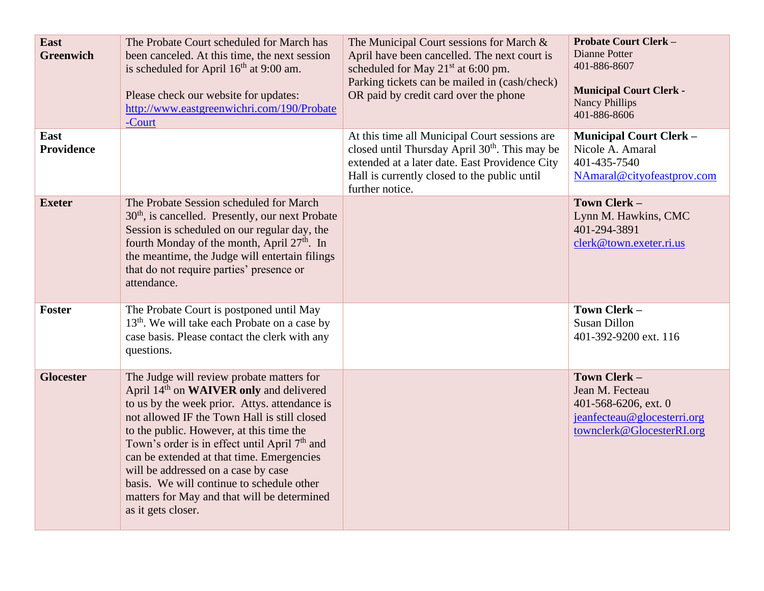| | | | |
|---|---|---|---|
| **East Greenwich** | The Probate Court scheduled for March has been canceled. At this time, the next session is scheduled for April 16th at 9:00 am.<br><br>Please check our website for updates: http://www.eastgreenwichri.com/190/Probate-Court | The Municipal Court sessions for March & April have been cancelled. The next court is scheduled for May 21st at 6:00 pm.<br>Parking tickets can be mailed in (cash/check) OR paid by credit card over the phone | **Probate Court Clerk –**<br>Dianne Potter<br>401-886-8607<br><br>**Municipal Court Clerk -**<br>Nancy Phillips<br>401-886-8606 |
| **East Providence** | | At this time all Municipal Court sessions are closed until Thursday April 30th. This may be extended at a later date. East Providence City Hall is currently closed to the public until further notice. | **Municipal Court Clerk –**<br>Nicole A. Amaral<br>401-435-7540<br>NAmaral@cityofeastprov.com |
| **Exeter** | The Probate Session scheduled for March 30th, is cancelled. Presently, our next Probate Session is scheduled on our regular day, the fourth Monday of the month, April 27th. In the meantime, the Judge will entertain filings that do not require parties' presence or attendance. | | **Town Clerk –**<br>Lynn M. Hawkins, CMC<br>401-294-3891<br>clerk@town.exeter.ri.us |
| **Foster** | The Probate Court is postponed until May 13th. We will take each Probate on a case by case basis. Please contact the clerk with any questions. | | **Town Clerk –**<br>Susan Dillon<br>401-392-9200 ext. 116 |
| **Glocester** | The Judge will review probate matters for April 14th on **WAIVER only** and delivered to us by the week prior. Attys. attendance is not allowed IF the Town Hall is still closed to the public. However, at this time the Town's order is in effect until April 7th and can be extended at that time. Emergencies will be addressed on a case by case basis. We will continue to schedule other matters for May and that will be determined as it gets closer. | | **Town Clerk –**<br>Jean M. Fecteau<br>401-568-6206, ext. 0<br>jeanfecteau@glocesterri.org<br>townclerk@GlocesterRI.org |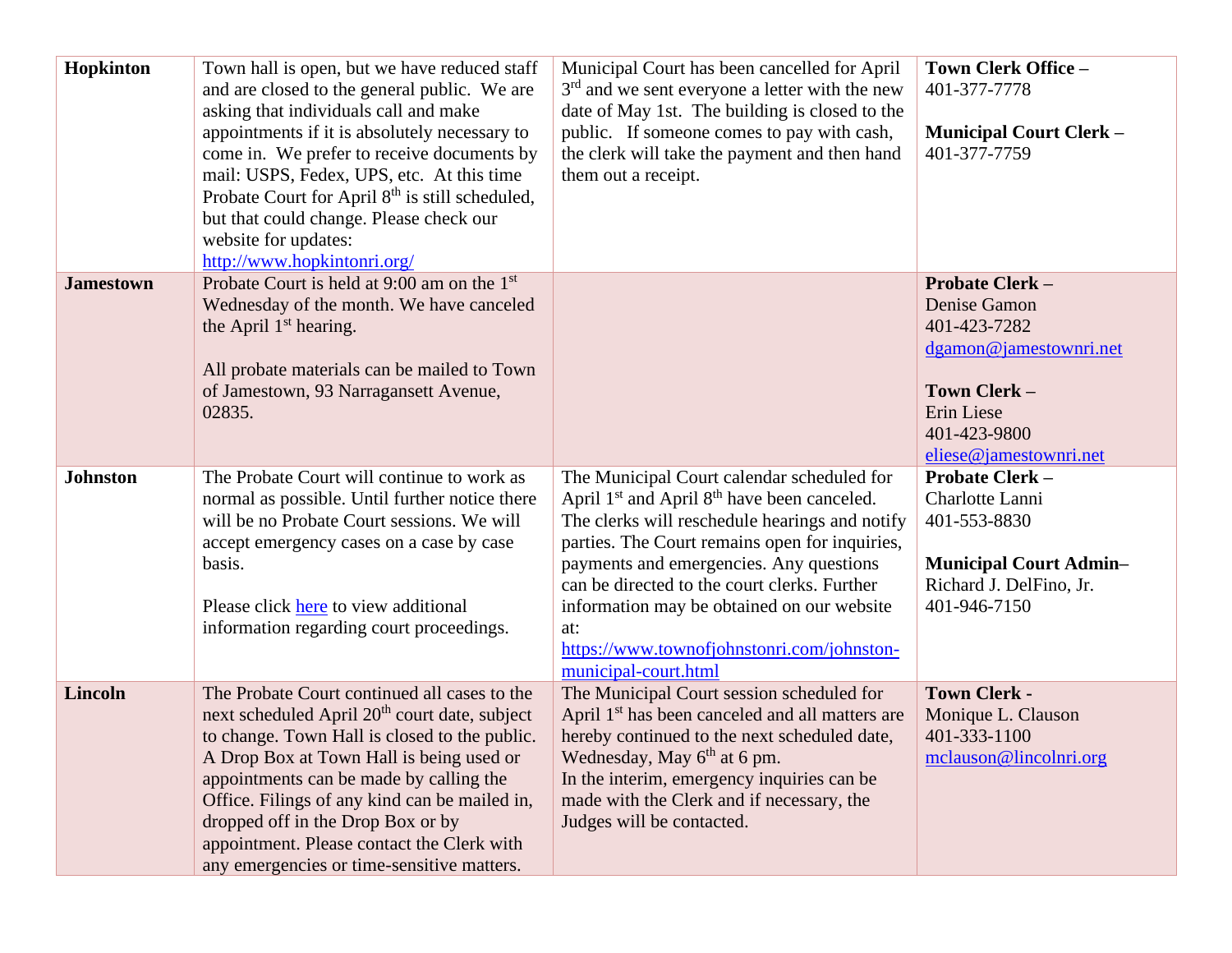| | | | |
|---|---|---|---|
| **Hopkinton** | Town hall is open, but we have reduced staff and are closed to the general public. We are asking that individuals call and make appointments if it is absolutely necessary to come in. We prefer to receive documents by mail: USPS, Fedex, UPS, etc. At this time Probate Court for April 8th is still scheduled, but that could change. Please check our website for updates: http://www.hopkintonri.org/ | Municipal Court has been cancelled for April 3rd and we sent everyone a letter with the new date of May 1st. The building is closed to the public. If someone comes to pay with cash, the clerk will take the payment and then hand them out a receipt. | **Town Clerk Office –** 401-377-7778<br><br>**Municipal Court Clerk –** 401-377-7759 |
| **Jamestown** | Probate Court is held at 9:00 am on the 1st Wednesday of the month. We have canceled the April 1st hearing.<br><br>All probate materials can be mailed to Town of Jamestown, 93 Narragansett Avenue, 02835. | | **Probate Clerk –** Denise Gamon 401-423-7282 dgamon@jamestownri.net<br><br>**Town Clerk –** Erin Liese 401-423-9800 eliese@jamestownri.net |
| **Johnston** | The Probate Court will continue to work as normal as possible. Until further notice there will be no Probate Court sessions. We will accept emergency cases on a case by case basis.<br><br>Please click here to view additional information regarding court proceedings. | The Municipal Court calendar scheduled for April 1st and April 8th have been canceled. The clerks will reschedule hearings and notify parties. The Court remains open for inquiries, payments and emergencies. Any questions can be directed to the court clerks. Further information may be obtained on our website at: https://www.townofjohnstonri.com/johnston-municipal-court.html | **Probate Clerk –** Charlotte Lanni 401-553-8830<br><br>**Municipal Court Admin–** Richard J. DelFino, Jr. 401-946-7150 |
| **Lincoln** | The Probate Court continued all cases to the next scheduled April 20th court date, subject to change. Town Hall is closed to the public. A Drop Box at Town Hall is being used or appointments can be made by calling the Office. Filings of any kind can be mailed in, dropped off in the Drop Box or by appointment. Please contact the Clerk with any emergencies or time-sensitive matters. | The Municipal Court session scheduled for April 1st has been canceled and all matters are hereby continued to the next scheduled date, Wednesday, May 6th at 6 pm.<br>In the interim, emergency inquiries can be made with the Clerk and if necessary, the Judges will be contacted. | **Town Clerk -** Monique L. Clauson 401-333-1100 mclauson@lincolnri.org |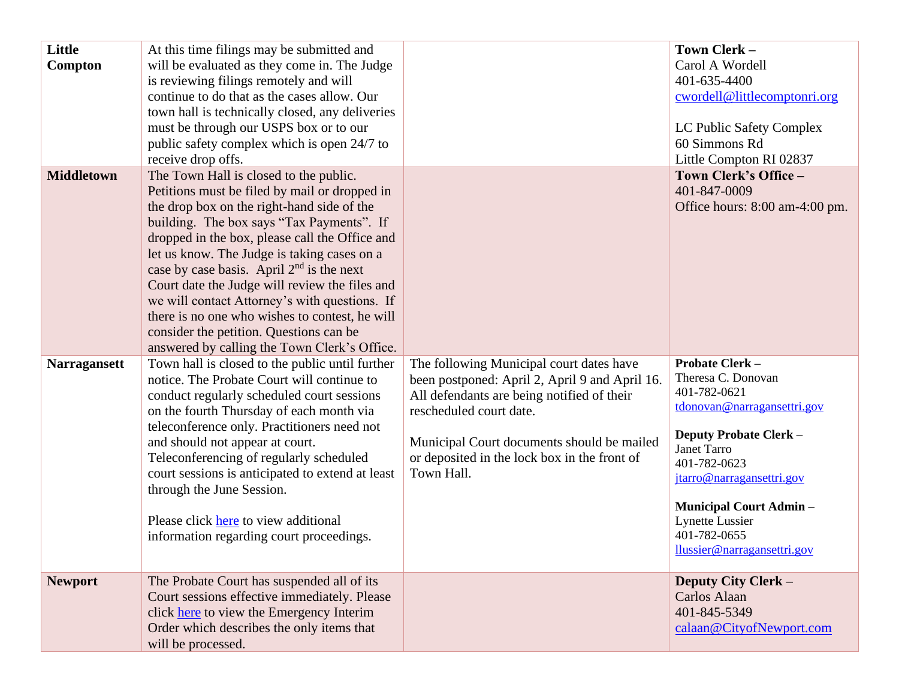| | | | |
|---|---|---|---|
| **Little Compton** | At this time filings may be submitted and will be evaluated as they come in. The Judge is reviewing filings remotely and will continue to do that as the cases allow. Our town hall is technically closed, any deliveries must be through our USPS box or to our public safety complex which is open 24/7 to receive drop offs. | | **Town Clerk –**<br>Carol A Wordell<br>401-635-4400<br>cwordell@littlecomptonri.org<br><br>LC Public Safety Complex<br>60 Simmons Rd<br>Little Compton RI 02837 |
| **Middletown** | The Town Hall is closed to the public. Petitions must be filed by mail or dropped in the drop box on the right-hand side of the building. The box says "Tax Payments". If dropped in the box, please call the Office and let us know. The Judge is taking cases on a case by case basis. April 2nd is the next Court date the Judge will review the files and we will contact Attorney's with questions. If there is no one who wishes to contest, he will consider the petition. Questions can be answered by calling the Town Clerk's Office. | | **Town Clerk's Office –**<br>401-847-0009<br>Office hours: 8:00 am-4:00 pm. |
| **Narragansett** | Town hall is closed to the public until further notice. The Probate Court will continue to conduct regularly scheduled court sessions on the fourth Thursday of each month via teleconference only. Practitioners need not and should not appear at court. Teleconferencing of regularly scheduled court sessions is anticipated to extend at least through the June Session.<br><br>Please click here to view additional information regarding court proceedings. | The following Municipal court dates have been postponed: April 2, April 9 and April 16. All defendants are being notified of their rescheduled court date.<br><br>Municipal Court documents should be mailed or deposited in the lock box in the front of Town Hall. | **Probate Clerk –**<br>Theresa C. Donovan<br>401-782-0621<br>tdonovan@narragansettri.gov<br><br>**Deputy Probate Clerk –**<br>Janet Tarro<br>401-782-0623<br>jtarro@narragansettri.gov<br><br>**Municipal Court Admin –**<br>Lynette Lussier<br>401-782-0655<br>llussier@narragansettri.gov |
| **Newport** | The Probate Court has suspended all of its Court sessions effective immediately. Please click here to view the Emergency Interim Order which describes the only items that will be processed. | | **Deputy City Clerk –**<br>Carlos Alaan<br>401-845-5349<br>calaan@CityofNewport.com |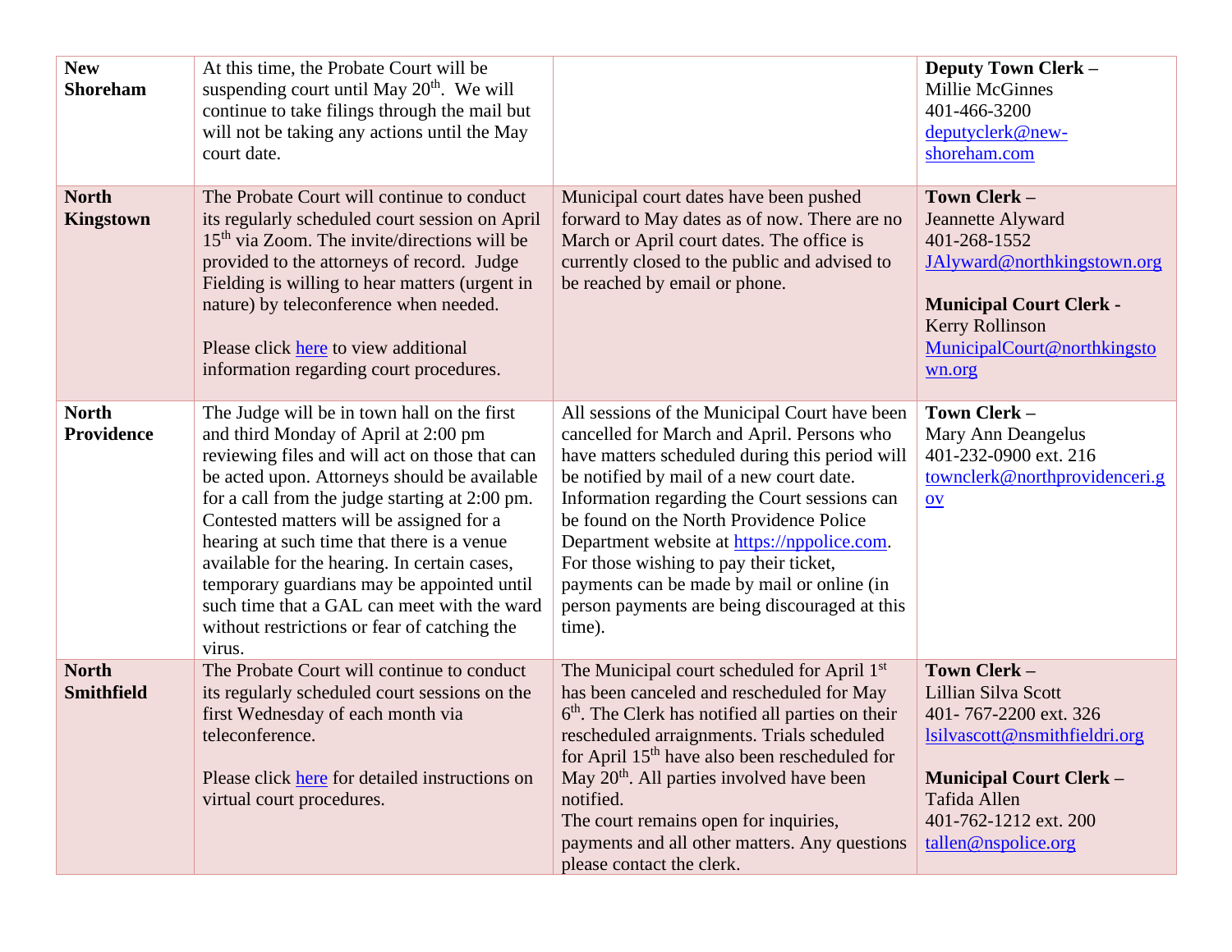| **New Shoreham** | At this time, the Probate Court will be suspending court until May 20th. We will continue to take filings through the mail but will not be taking any actions until the May court date. | | **Deputy Town Clerk** – Millie McGinnes 401-466-3200 deputyclerk@new-shoreham.com |
|---|---|---|---|
| **North Kingstown** | The Probate Court will continue to conduct its regularly scheduled court session on April 15th via Zoom. The invite/directions will be provided to the attorneys of record. Judge Fielding is willing to hear matters (urgent in nature) by teleconference when needed.<br><br>Please click here to view additional information regarding court procedures. | Municipal court dates have been pushed forward to May dates as of now. There are no March or April court dates. The office is currently closed to the public and advised to be reached by email or phone. | **Town Clerk** – Jeannette Alyward 401-268-1552 JAlyward@northkingstown.org<br><br>**Municipal Court Clerk** - Kerry Rollinson MunicipalCourt@northkingstown.org |
| **North Providence** | The Judge will be in town hall on the first and third Monday of April at 2:00 pm reviewing files and will act on those that can be acted upon. Attorneys should be available for a call from the judge starting at 2:00 pm. Contested matters will be assigned for a hearing at such time that there is a venue available for the hearing. In certain cases, temporary guardians may be appointed until such time that a GAL can meet with the ward without restrictions or fear of catching the virus. | All sessions of the Municipal Court have been cancelled for March and April. Persons who have matters scheduled during this period will be notified by mail of a new court date. Information regarding the Court sessions can be found on the North Providence Police Department website at https://nppolice.com. For those wishing to pay their ticket, payments can be made by mail or online (in person payments are being discouraged at this time). | **Town Clerk** – Mary Ann Deangelus 401-232-0900 ext. 216 townclerk@northprovidenceri.gov |
| **North Smithfield** | The Probate Court will continue to conduct its regularly scheduled court sessions on the first Wednesday of each month via teleconference.<br><br>Please click here for detailed instructions on virtual court procedures. | The Municipal court scheduled for April 1st has been canceled and rescheduled for May 6th. The Clerk has notified all parties on their rescheduled arraignments. Trials scheduled for April 15th have also been rescheduled for May 20th. All parties involved have been notified.<br>The court remains open for inquiries, payments and all other matters. Any questions please contact the clerk. | **Town Clerk** – Lillian Silva Scott 401- 767-2200 ext. 326 lsilvascott@nsmithfieldri.org<br><br>**Municipal Court Clerk** – Tafida Allen 401-762-1212 ext. 200 tallen@nspolice.org |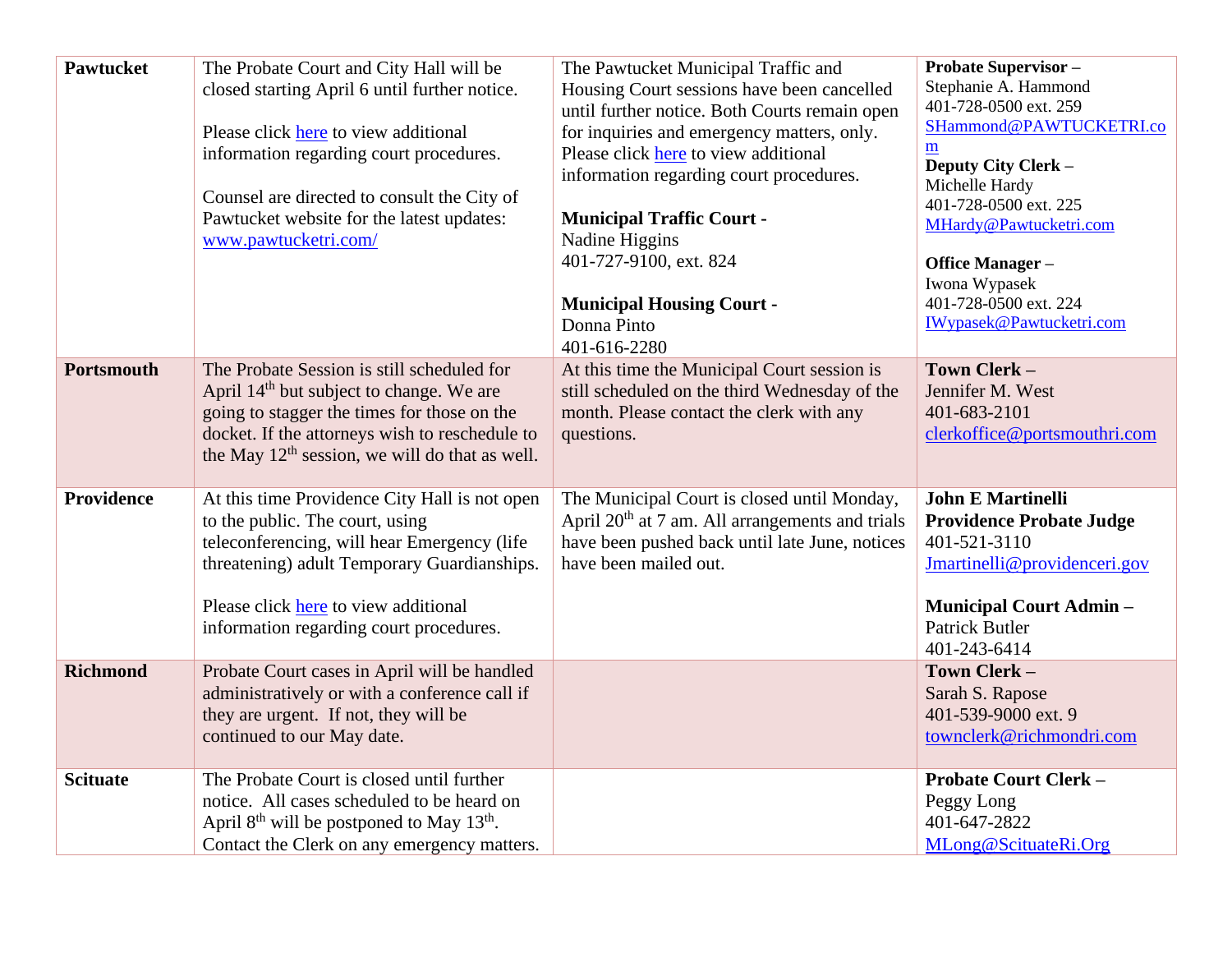| | | | |
|---|---|---|---|
| **Pawtucket** | The Probate Court and City Hall will be closed starting April 6 until further notice.<br><br>Please click here to view additional information regarding court procedures.<br><br>Counsel are directed to consult the City of Pawtucket website for the latest updates: www.pawtucketri.com/ | The Pawtucket Municipal Traffic and Housing Court sessions have been cancelled until further notice. Both Courts remain open for inquiries and emergency matters, only. Please click here to view additional information regarding court procedures.<br><br>**Municipal Traffic Court -**<br>Nadine Higgins<br>401-727-9100, ext. 824<br><br>**Municipal Housing Court -**<br>Donna Pinto<br>401-616-2280 | **Probate Supervisor –**<br>Stephanie A. Hammond<br>401-728-0500 ext. 259<br>SHammond@PAWTUCKETRI.com<br>**Deputy City Clerk –**<br>Michelle Hardy<br>401-728-0500 ext. 225<br>MHardy@Pawtucketri.com<br><br>**Office Manager –**<br>Iwona Wypasek<br>401-728-0500 ext. 224<br>IWypasek@Pawtucketri.com |
| **Portsmouth** | The Probate Session is still scheduled for April 14th but subject to change. We are going to stagger the times for those on the docket. If the attorneys wish to reschedule to the May 12th session, we will do that as well. | At this time the Municipal Court session is still scheduled on the third Wednesday of the month. Please contact the clerk with any questions. | **Town Clerk –**<br>Jennifer M. West<br>401-683-2101<br>clerkoffice@portsmouthri.com |
| **Providence** | At this time Providence City Hall is not open to the public. The court, using teleconferencing, will hear Emergency (life threatening) adult Temporary Guardianships.<br><br>Please click here to view additional information regarding court procedures. | The Municipal Court is closed until Monday, April 20th at 7 am. All arrangements and trials have been pushed back until late June, notices have been mailed out. | **John E Martinelli**<br>**Providence Probate Judge**<br>401-521-3110<br>Jmartinelli@providenceri.gov<br><br>**Municipal Court Admin –**<br>Patrick Butler<br>401-243-6414 |
| **Richmond** | Probate Court cases in April will be handled administratively or with a conference call if they are urgent. If not, they will be continued to our May date. | | **Town Clerk –**<br>Sarah S. Rapose<br>401-539-9000 ext. 9<br>townclerk@richmondri.com |
| **Scituate** | The Probate Court is closed until further notice. All cases scheduled to be heard on April 8th will be postponed to May 13th. Contact the Clerk on any emergency matters. | | **Probate Court Clerk –**<br>Peggy Long<br>401-647-2822<br>MLong@ScituateRi.Org |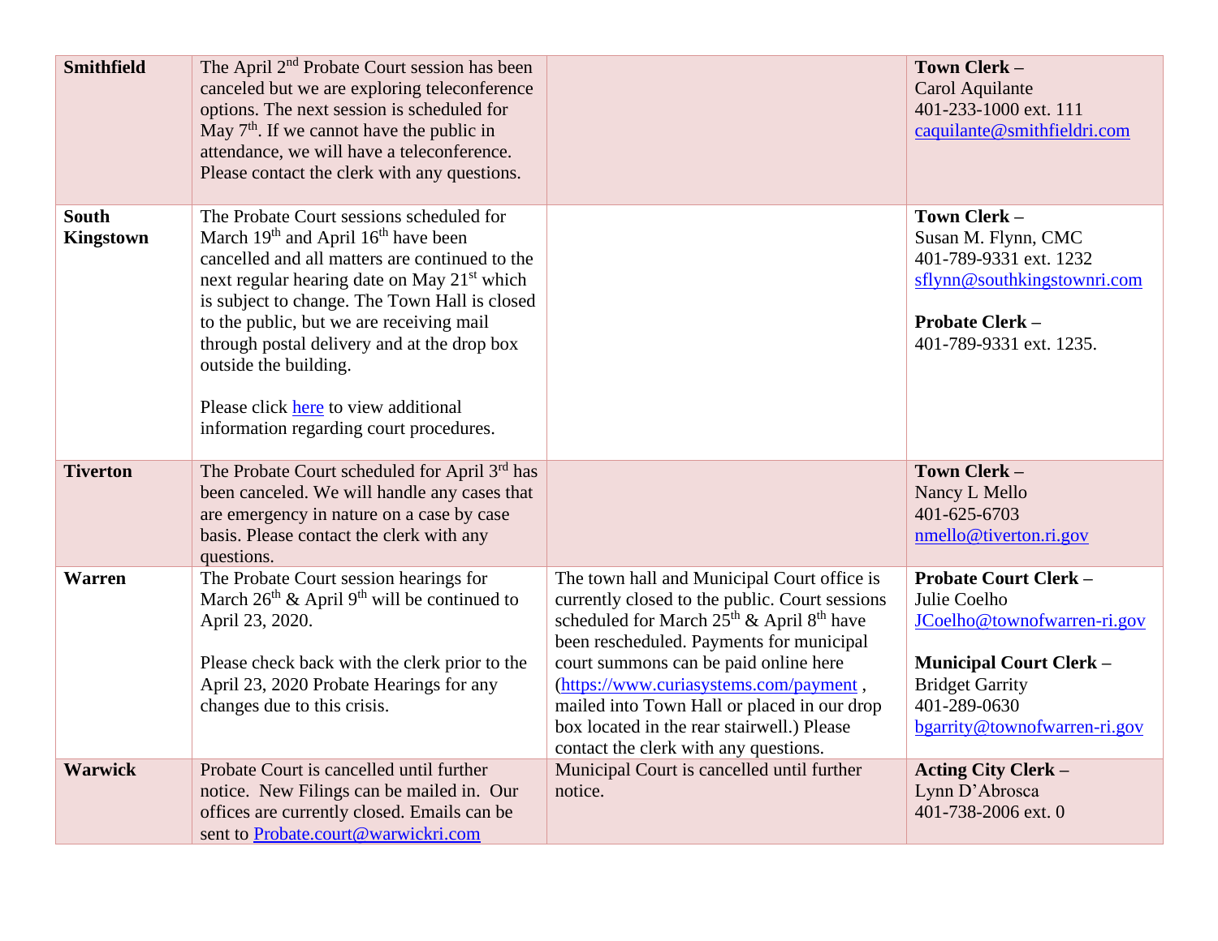| | | | |
|---|---|---|---|
| **Smithfield** | The April 2nd Probate Court session has been canceled but we are exploring teleconference options. The next session is scheduled for May 7th. If we cannot have the public in attendance, we will have a teleconference. Please contact the clerk with any questions. | | **Town Clerk –** Carol Aquilante 401-233-1000 ext. 111 caquilante@smithfieldri.com |
| **South Kingstown** | The Probate Court sessions scheduled for March 19th and April 16th have been cancelled and all matters are continued to the next regular hearing date on May 21st which is subject to change. The Town Hall is closed to the public, but we are receiving mail through postal delivery and at the drop box outside the building.<br><br>Please click here to view additional information regarding court procedures. | | **Town Clerk –** Susan M. Flynn, CMC 401-789-9331 ext. 1232 sflynn@southkingstownri.com<br><br>**Probate Clerk –** 401-789-9331 ext. 1235. |
| **Tiverton** | The Probate Court scheduled for April 3rd has been canceled. We will handle any cases that are emergency in nature on a case by case basis. Please contact the clerk with any questions. | | **Town Clerk –** Nancy L Mello 401-625-6703 nmello@tiverton.ri.gov |
| **Warren** | The Probate Court session hearings for March 26th & April 9th will be continued to April 23, 2020.<br><br>Please check back with the clerk prior to the April 23, 2020 Probate Hearings for any changes due to this crisis. | The town hall and Municipal Court office is currently closed to the public. Court sessions scheduled for March 25th & April 8th have been rescheduled. Payments for municipal court summons can be paid online here (https://www.curiasystems.com/payment , mailed into Town Hall or placed in our drop box located in the rear stairwell.) Please contact the clerk with any questions. | **Probate Court Clerk –** Julie Coelho JCoelho@townofwarren-ri.gov<br><br>**Municipal Court Clerk –** Bridget Garrity 401-289-0630 bgarrity@townofwarren-ri.gov |
| **Warwick** | Probate Court is cancelled until further notice. New Filings can be mailed in. Our offices are currently closed. Emails can be sent to Probate.court@warwickri.com | Municipal Court is cancelled until further notice. | **Acting City Clerk –** Lynn D'Abrosca 401-738-2006 ext. 0 |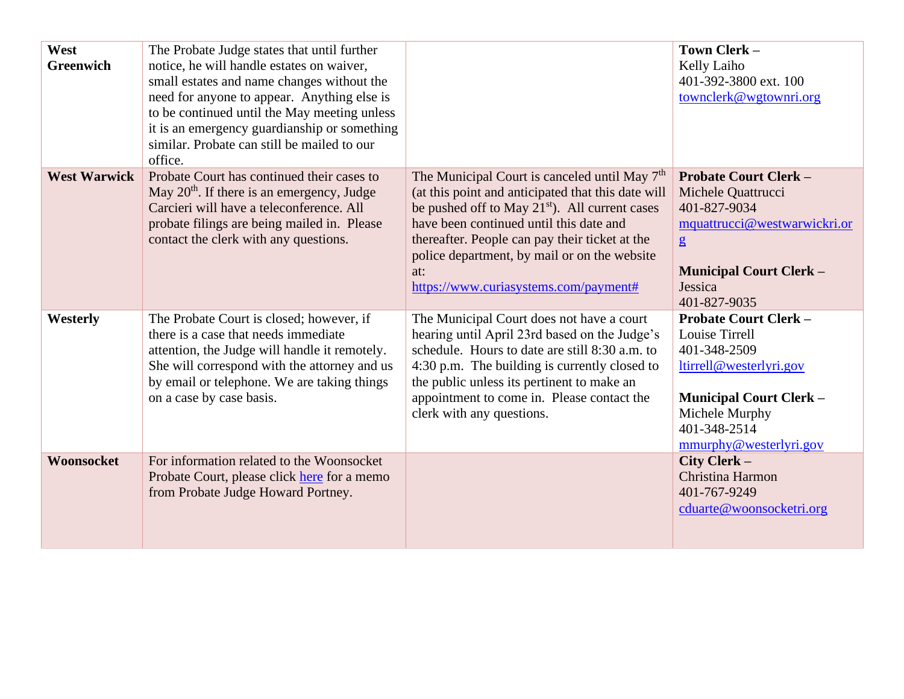| | | | |
|---|---|---|---|
| **West Greenwich** | The Probate Judge states that until further notice, he will handle estates on waiver, small estates and name changes without the need for anyone to appear. Anything else is to be continued until the May meeting unless it is an emergency guardianship or something similar. Probate can still be mailed to our office. | | **Town Clerk –** Kelly Laiho 401-392-3800 ext. 100 townclerk@wgtownri.org |
| **West Warwick** | Probate Court has continued their cases to May 20th. If there is an emergency, Judge Carcieri will have a teleconference. All probate filings are being mailed in. Please contact the clerk with any questions. | The Municipal Court is canceled until May 7th (at this point and anticipated that this date will be pushed off to May 21st). All current cases have been continued until this date and thereafter. People can pay their ticket at the police department, by mail or on the website at: https://www.curiasystems.com/payment# | **Probate Court Clerk –** Michele Quattrucci 401-827-9034 mquattrucci@westwarwickri.org<br><br>**Municipal Court Clerk –** Jessica 401-827-9035 |
| **Westerly** | The Probate Court is closed; however, if there is a case that needs immediate attention, the Judge will handle it remotely. She will correspond with the attorney and us by email or telephone. We are taking things on a case by case basis. | The Municipal Court does not have a court hearing until April 23rd based on the Judge's schedule. Hours to date are still 8:30 a.m. to 4:30 p.m. The building is currently closed to the public unless its pertinent to make an appointment to come in. Please contact the clerk with any questions. | **Probate Court Clerk –** Louise Tirrell 401-348-2509 ltirrell@westerlyri.gov<br><br>**Municipal Court Clerk –** Michele Murphy 401-348-2514 mmurphy@westerlyri.gov |
| **Woonsocket** | For information related to the Woonsocket Probate Court, please click here for a memo from Probate Judge Howard Portney. | | **City Clerk –** Christina Harmon 401-767-9249 cduarte@woonsocketri.org |